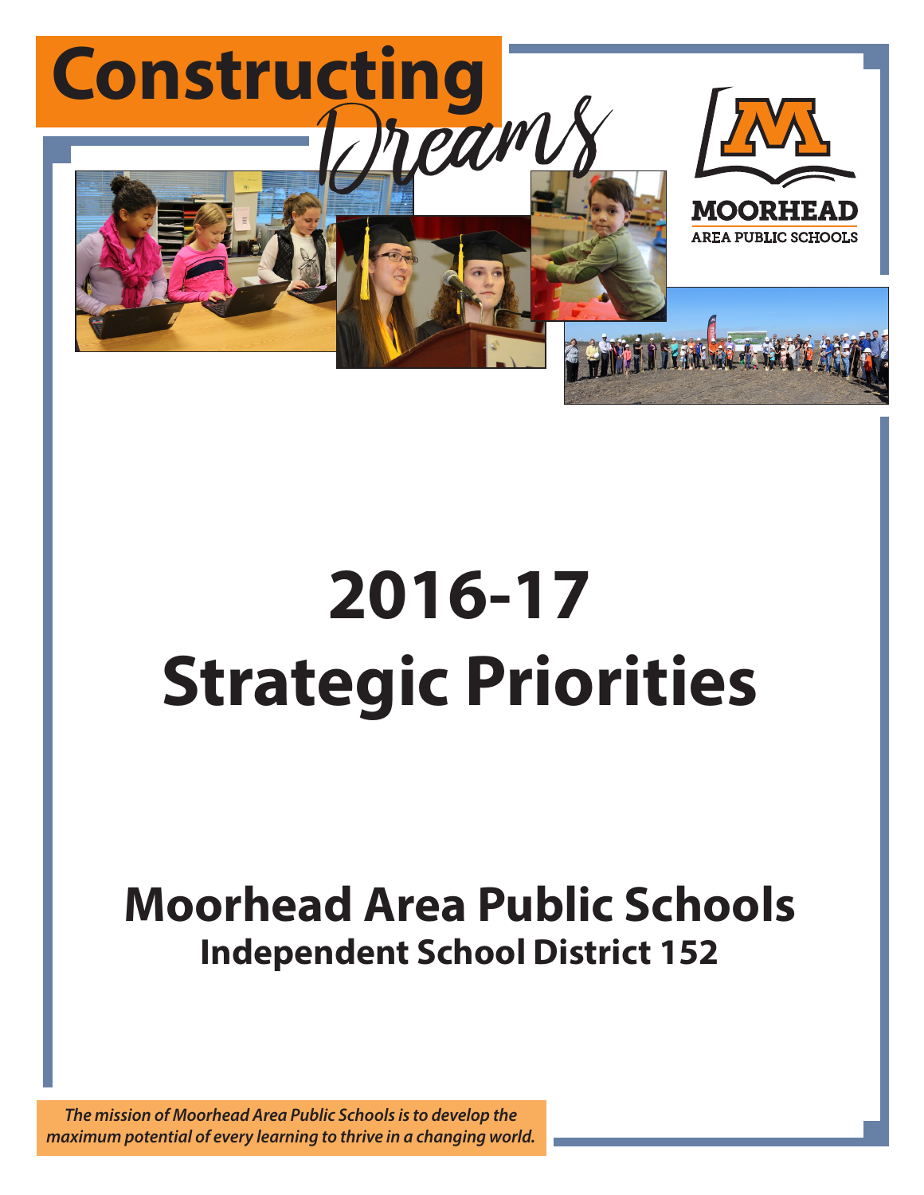# Constructing Dreams

MOORHEAD AREA PUBLIC SCHOOLS

# 2016-17 Strategic Priorities

## Moorhead Area Public Schools

### Independent School District 152

*The mission of Moorhead Area Public Schools is to develop the maximum potential of every learning to thrive in a changing world.*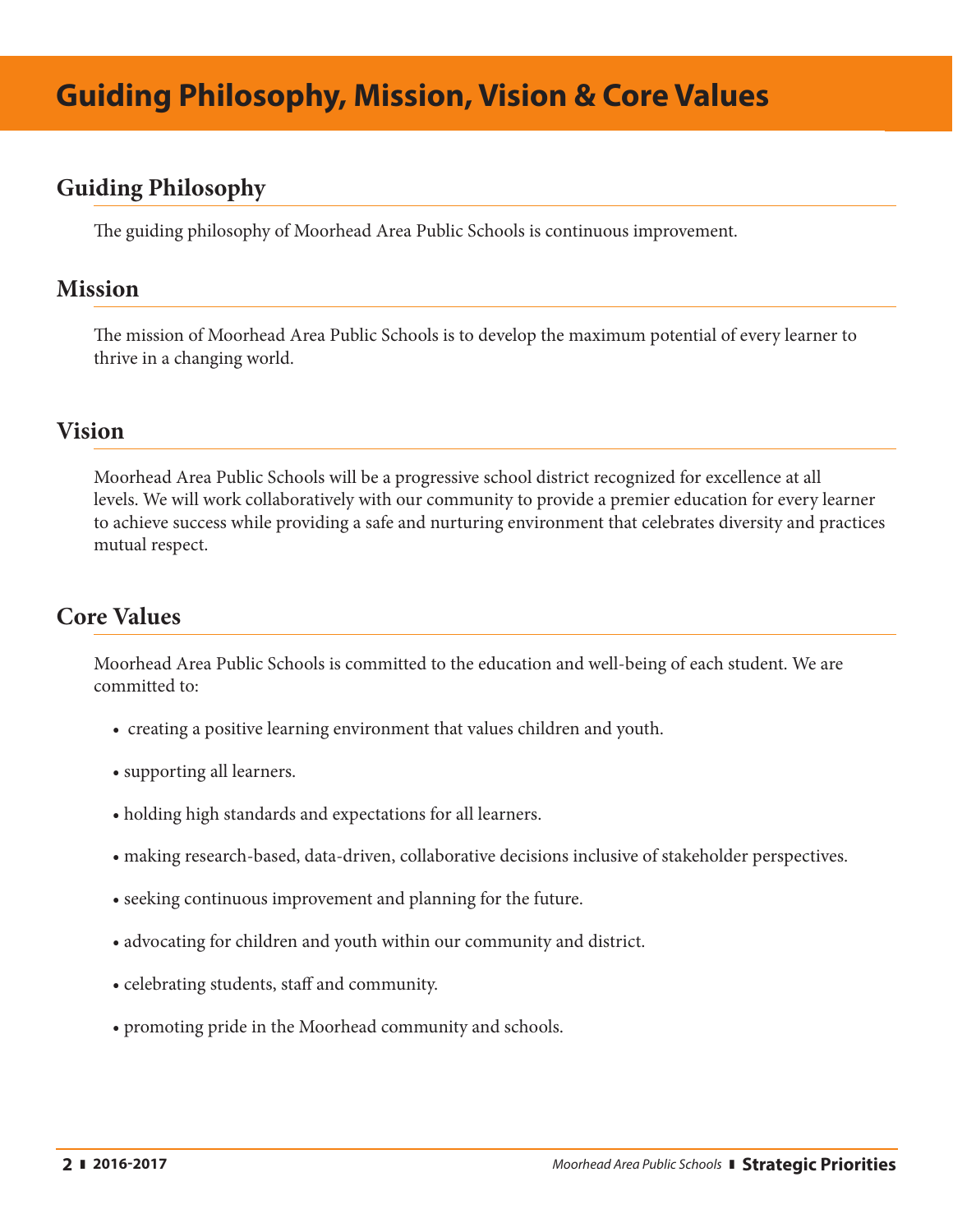# Guiding Philosophy, Mission, Vision & Core Values

## Guiding Philosophy

The guiding philosophy of Moorhead Area Public Schools is continuous improvement.

## Mission

The mission of Moorhead Area Public Schools is to develop the maximum potential of every learner to thrive in a changing world.

## Vision

Moorhead Area Public Schools will be a progressive school district recognized for excellence at all levels. We will work collaboratively with our community to provide a premier education for every learner to achieve success while providing a safe and nurturing environment that celebrates diversity and practices mutual respect.

## Core Values

Moorhead Area Public Schools is committed to the education and well-being of each student. We are committed to:

- creating a positive learning environment that values children and youth.
- supporting all learners.
- holding high standards and expectations for all learners.
- making research-based, data-driven, collaborative decisions inclusive of stakeholder perspectives.
- seeking continuous improvement and planning for the future.
- advocating for children and youth within our community and district.
- celebrating students, staff and community.
- promoting pride in the Moorhead community and schools.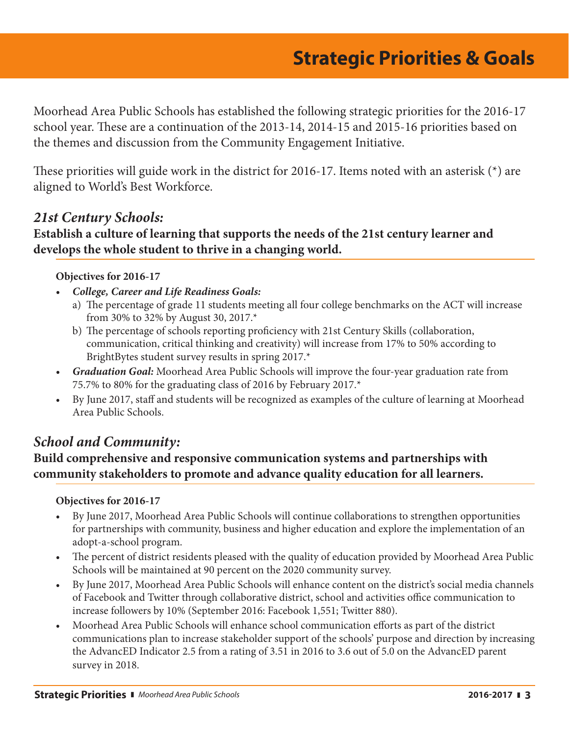# Strategic Priorities & Goals

Moorhead Area Public Schools has established the following strategic priorities for the 2016-17 school year. These are a continuation of the 2013-14, 2014-15 and 2015-16 priorities based on the themes and discussion from the Community Engagement Initiative.

These priorities will guide work in the district for 2016-17. Items noted with an asterisk (*) are aligned to World's Best Workforce.

## *21st Century Schools:*

**Establish a culture of learning that supports the needs of the 21st century learner and develops the whole student to thrive in a changing world.**

**Objectives for 2016-17**

- ***College, Career and Life Readiness Goals:***
  - a) The percentage of grade 11 students meeting all four college benchmarks on the ACT will increase from 30% to 32% by August 30, 2017.*
  - b) The percentage of schools reporting proficiency with 21st Century Skills (collaboration, communication, critical thinking and creativity) will increase from 17% to 50% according to BrightBytes student survey results in spring 2017.*
- ***Graduation Goal:*** Moorhead Area Public Schools will improve the four-year graduation rate from 75.7% to 80% for the graduating class of 2016 by February 2017.*
- By June 2017, staff and students will be recognized as examples of the culture of learning at Moorhead Area Public Schools.

## *School and Community:*

**Build comprehensive and responsive communication systems and partnerships with community stakeholders to promote and advance quality education for all learners.**

**Objectives for 2016-17**

- By June 2017, Moorhead Area Public Schools will continue collaborations to strengthen opportunities for partnerships with community, business and higher education and explore the implementation of an adopt-a-school program.
- The percent of district residents pleased with the quality of education provided by Moorhead Area Public Schools will be maintained at 90 percent on the 2020 community survey.
- By June 2017, Moorhead Area Public Schools will enhance content on the district's social media channels of Facebook and Twitter through collaborative district, school and activities office communication to increase followers by 10% (September 2016: Facebook 1,551; Twitter 880).
- Moorhead Area Public Schools will enhance school communication efforts as part of the district communications plan to increase stakeholder support of the schools' purpose and direction by increasing the AdvancED Indicator 2.5 from a rating of 3.51 in 2016 to 3.6 out of 5.0 on the AdvancED parent survey in 2018.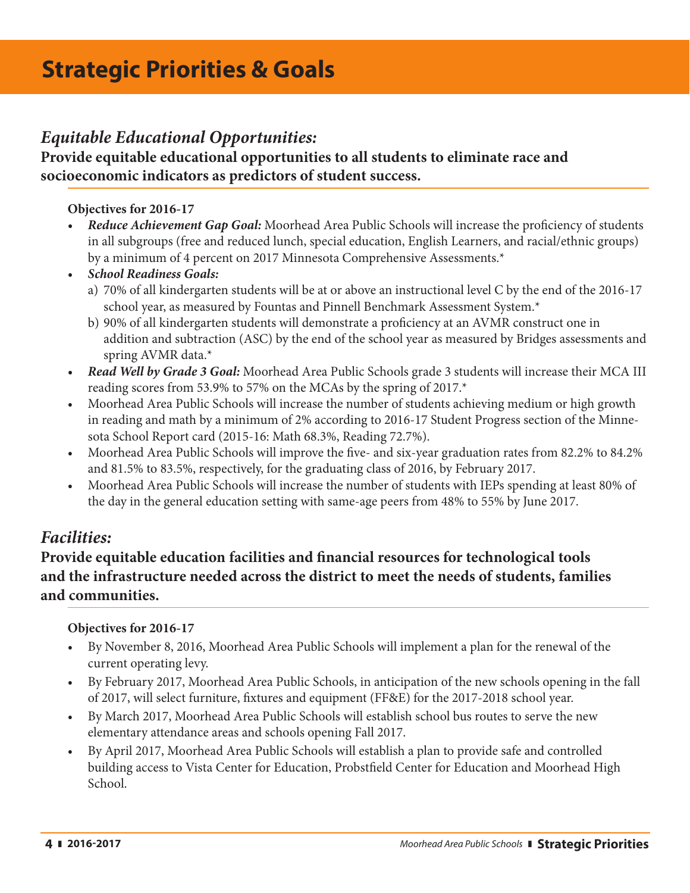# Strategic Priorities & Goals

## *Equitable Educational Opportunities:*

**Provide equitable educational opportunities to all students to eliminate race and socioeconomic indicators as predictors of student success.**

**Objectives for 2016-17**

- ***Reduce Achievement Gap Goal:*** Moorhead Area Public Schools will increase the proficiency of students in all subgroups (free and reduced lunch, special education, English Learners, and racial/ethnic groups) by a minimum of 4 percent on 2017 Minnesota Comprehensive Assessments.*
- ***School Readiness Goals:***
  a) 70% of all kindergarten students will be at or above an instructional level C by the end of the 2016-17 school year, as measured by Fountas and Pinnell Benchmark Assessment System.*
  b) 90% of all kindergarten students will demonstrate a proficiency at an AVMR construct one in addition and subtraction (ASC) by the end of the school year as measured by Bridges assessments and spring AVMR data.*
- ***Read Well by Grade 3 Goal:*** Moorhead Area Public Schools grade 3 students will increase their MCA III reading scores from 53.9% to 57% on the MCAs by the spring of 2017.*
- Moorhead Area Public Schools will increase the number of students achieving medium or high growth in reading and math by a minimum of 2% according to 2016-17 Student Progress section of the Minnesota School Report card (2015-16: Math 68.3%, Reading 72.7%).
- Moorhead Area Public Schools will improve the five- and six-year graduation rates from 82.2% to 84.2% and 81.5% to 83.5%, respectively, for the graduating class of 2016, by February 2017.
- Moorhead Area Public Schools will increase the number of students with IEPs spending at least 80% of the day in the general education setting with same-age peers from 48% to 55% by June 2017.

## *Facilities:*

**Provide equitable education facilities and financial resources for technological tools and the infrastructure needed across the district to meet the needs of students, families and communities.**

**Objectives for 2016-17**

- By November 8, 2016, Moorhead Area Public Schools will implement a plan for the renewal of the current operating levy.
- By February 2017, Moorhead Area Public Schools, in anticipation of the new schools opening in the fall of 2017, will select furniture, fixtures and equipment (FF&E) for the 2017-2018 school year.
- By March 2017, Moorhead Area Public Schools will establish school bus routes to serve the new elementary attendance areas and schools opening Fall 2017.
- By April 2017, Moorhead Area Public Schools will establish a plan to provide safe and controlled building access to Vista Center for Education, Probstfield Center for Education and Moorhead High School.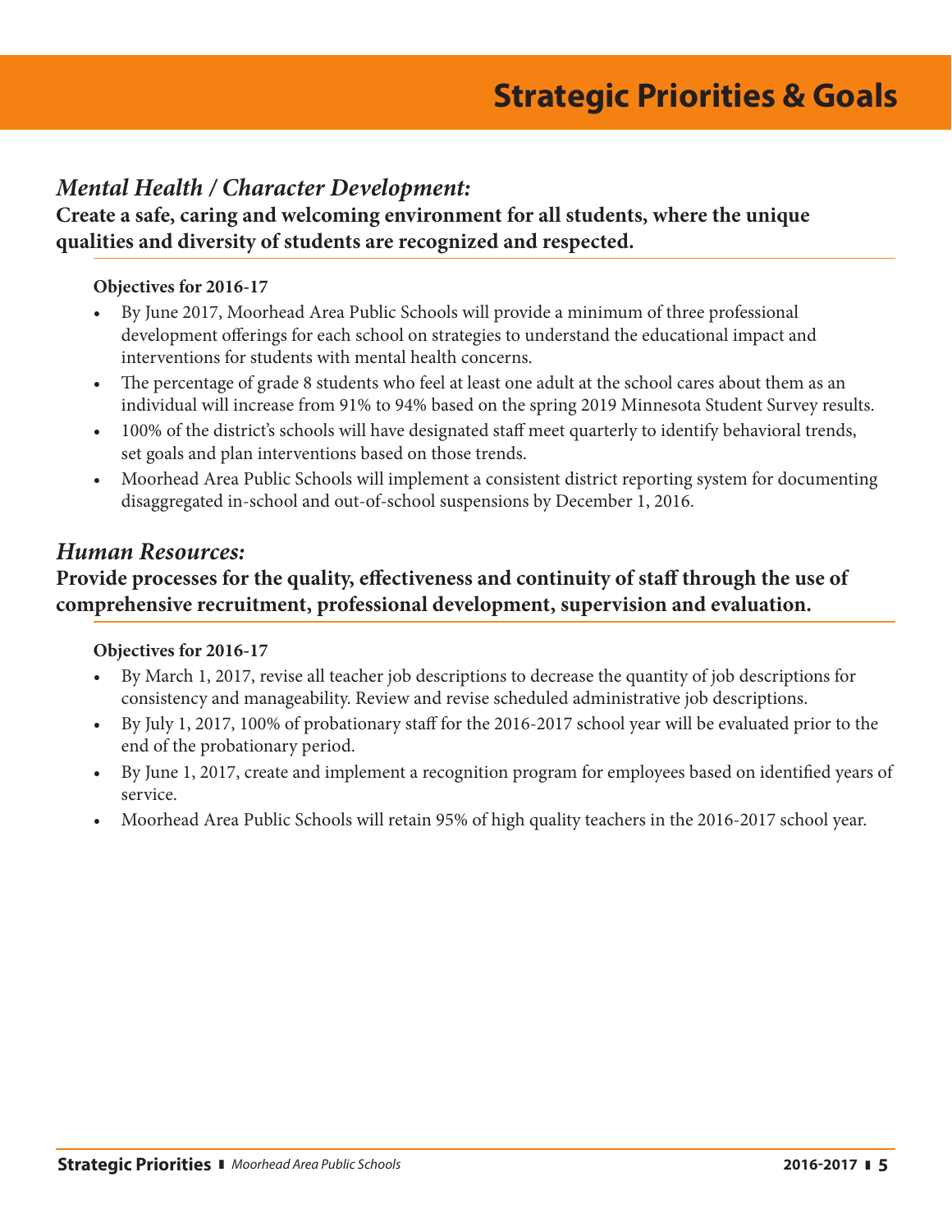# Strategic Priorities & Goals

## *Mental Health / Character Development:*

**Create a safe, caring and welcoming environment for all students, where the unique qualities and diversity of students are recognized and respected.**

**Objectives for 2016-17**

- By June 2017, Moorhead Area Public Schools will provide a minimum of three professional development offerings for each school on strategies to understand the educational impact and interventions for students with mental health concerns.
- The percentage of grade 8 students who feel at least one adult at the school cares about them as an individual will increase from 91% to 94% based on the spring 2019 Minnesota Student Survey results.
- 100% of the district's schools will have designated staff meet quarterly to identify behavioral trends, set goals and plan interventions based on those trends.
- Moorhead Area Public Schools will implement a consistent district reporting system for documenting disaggregated in-school and out-of-school suspensions by December 1, 2016.

## *Human Resources:*

**Provide processes for the quality, effectiveness and continuity of staff through the use of comprehensive recruitment, professional development, supervision and evaluation.**

**Objectives for 2016-17**

- By March 1, 2017, revise all teacher job descriptions to decrease the quantity of job descriptions for consistency and manageability. Review and revise scheduled administrative job descriptions.
- By July 1, 2017, 100% of probationary staff for the 2016-2017 school year will be evaluated prior to the end of the probationary period.
- By June 1, 2017, create and implement a recognition program for employees based on identified years of service.
- Moorhead Area Public Schools will retain 95% of high quality teachers in the 2016-2017 school year.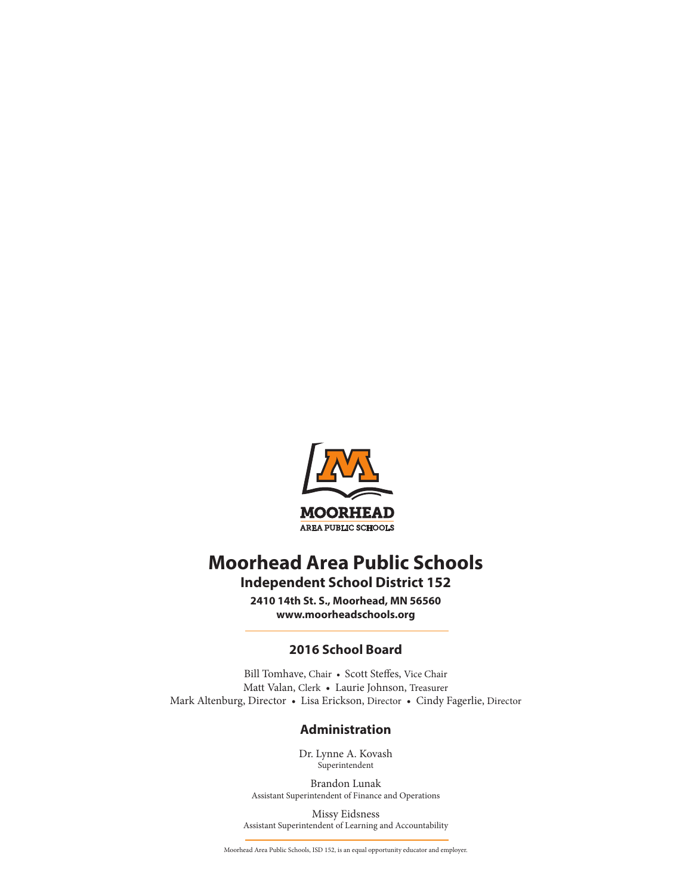MOORHEAD
AREA PUBLIC SCHOOLS

# Moorhead Area Public Schools

## Independent School District 152

**2410 14th St. S., Moorhead, MN 56560**
**www.moorheadschools.org**

---

### 2016 School Board

Bill Tomhave, Chair • Scott Steffes, Vice Chair
Matt Valan, Clerk • Laurie Johnson, Treasurer
Mark Altenburg, Director • Lisa Erickson, Director • Cindy Fagerlie, Director

### Administration

Dr. Lynne A. Kovash
Superintendent

Brandon Lunak
Assistant Superintendent of Finance and Operations

Missy Eidsness
Assistant Superintendent of Learning and Accountability

---

Moorhead Area Public Schools, ISD 152, is an equal opportunity educator and employer.